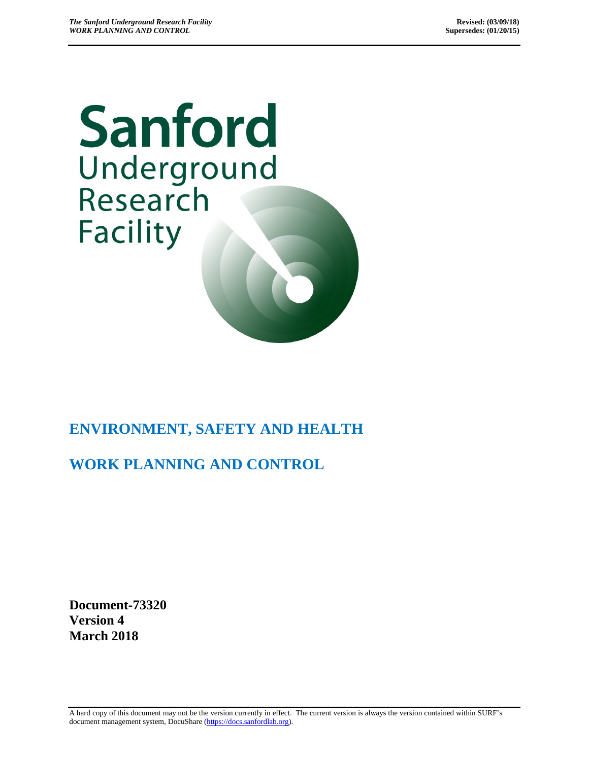Sanford Underground Research Facility

# ENVIRONMENT, SAFETY AND HEALTH

# WORK PLANNING AND CONTROL

**Document-73320**
**Version 4**
**March 2018**

A hard copy of this document may not be the version currently in effect. The current version is always the version contained within SURF's document management system, DocuShare (https://docs.sanfordlab.org).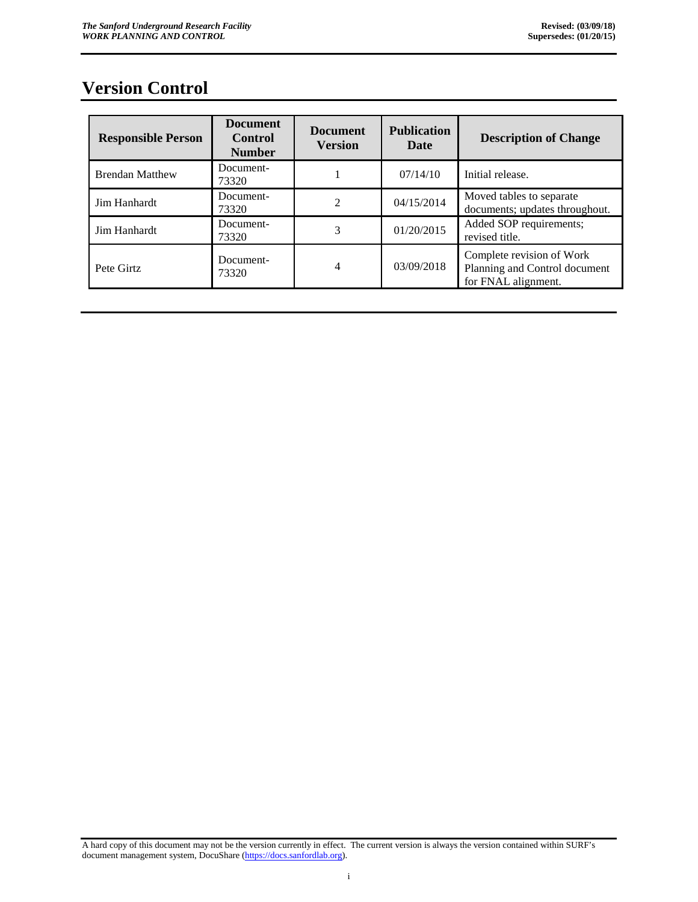# Version Control

| Responsible Person | Document Control Number | Document Version | Publication Date | Description of Change |
|---|---|---|---|---|
| Brendan Matthew | Document-73320 | 1 | 07/14/10 | Initial release. |
| Jim Hanhardt | Document-73320 | 2 | 04/15/2014 | Moved tables to separate documents; updates throughout. |
| Jim Hanhardt | Document-73320 | 3 | 01/20/2015 | Added SOP requirements; revised title. |
| Pete Girtz | Document-73320 | 4 | 03/09/2018 | Complete revision of Work Planning and Control document for FNAL alignment. |

A hard copy of this document may not be the version currently in effect. The current version is always the version contained within SURF's document management system, DocuShare (https://docs.sanfordlab.org).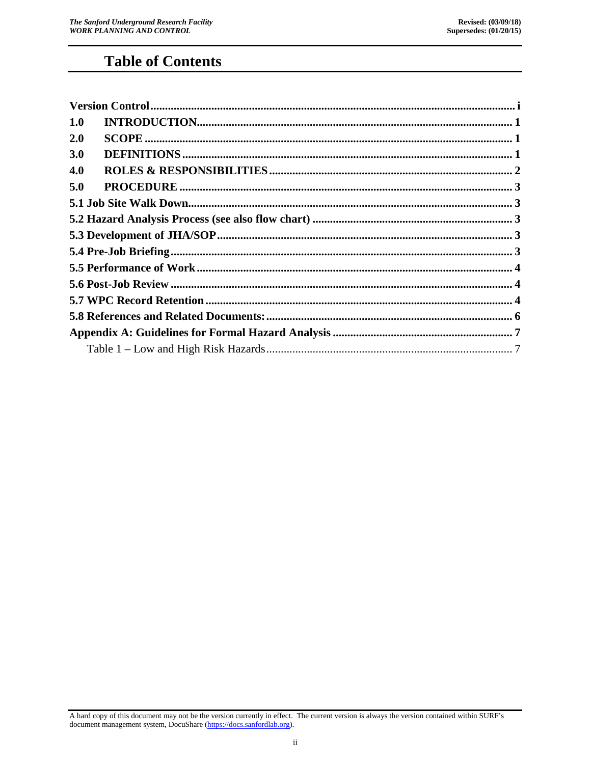# Table of Contents

| | |
|---|---|
| **Version Control** | **i** |
| **1.0 INTRODUCTION** | **1** |
| **2.0 SCOPE** | **1** |
| **3.0 DEFINITIONS** | **1** |
| **4.0 ROLES & RESPONSIBILITIES** | **2** |
| **5.0 PROCEDURE** | **3** |
| **5.1 Job Site Walk Down** | **3** |
| **5.2 Hazard Analysis Process (see also flow chart)** | **3** |
| **5.3 Development of JHA/SOP** | **3** |
| **5.4 Pre-Job Briefing** | **3** |
| **5.5 Performance of Work** | **4** |
| **5.6 Post-Job Review** | **4** |
| **5.7 WPC Record Retention** | **4** |
| **5.8 References and Related Documents:** | **6** |
| **Appendix A: Guidelines for Formal Hazard Analysis** | **7** |
| Table 1 – Low and High Risk Hazards | 7 |

A hard copy of this document may not be the version currently in effect. The current version is always the version contained within SURF's document management system, DocuShare (https://docs.sanfordlab.org).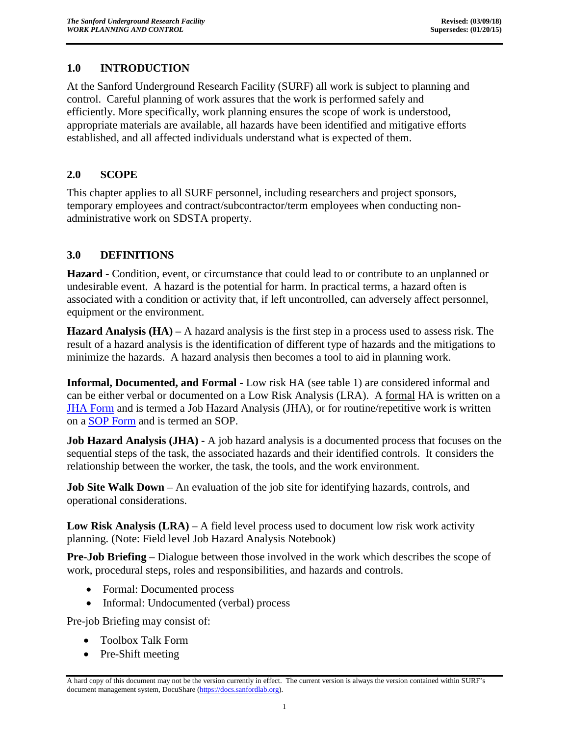## 1.0 INTRODUCTION

At the Sanford Underground Research Facility (SURF) all work is subject to planning and control. Careful planning of work assures that the work is performed safely and efficiently. More specifically, work planning ensures the scope of work is understood, appropriate materials are available, all hazards have been identified and mitigative efforts established, and all affected individuals understand what is expected of them.

## 2.0 SCOPE

This chapter applies to all SURF personnel, including researchers and project sponsors, temporary employees and contract/subcontractor/term employees when conducting non-administrative work on SDSTA property.

## 3.0 DEFINITIONS

**Hazard -** Condition, event, or circumstance that could lead to or contribute to an unplanned or undesirable event. A hazard is the potential for harm. In practical terms, a hazard often is associated with a condition or activity that, if left uncontrolled, can adversely affect personnel, equipment or the environment.

**Hazard Analysis (HA) –** A hazard analysis is the first step in a process used to assess risk. The result of a hazard analysis is the identification of different type of hazards and the mitigations to minimize the hazards. A hazard analysis then becomes a tool to aid in planning work.

**Informal, Documented, and Formal -** Low risk HA (see table 1) are considered informal and can be either verbal or documented on a Low Risk Analysis (LRA). A formal HA is written on a JHA Form and is termed a Job Hazard Analysis (JHA), or for routine/repetitive work is written on a SOP Form and is termed an SOP.

**Job Hazard Analysis (JHA) -** A job hazard analysis is a documented process that focuses on the sequential steps of the task, the associated hazards and their identified controls. It considers the relationship between the worker, the task, the tools, and the work environment.

**Job Site Walk Down** – An evaluation of the job site for identifying hazards, controls, and operational considerations.

**Low Risk Analysis (LRA)** – A field level process used to document low risk work activity planning. (Note: Field level Job Hazard Analysis Notebook)

**Pre-Job Briefing** – Dialogue between those involved in the work which describes the scope of work, procedural steps, roles and responsibilities, and hazards and controls.

- Formal: Documented process
- Informal: Undocumented (verbal) process

Pre-job Briefing may consist of:

- Toolbox Talk Form
- Pre-Shift meeting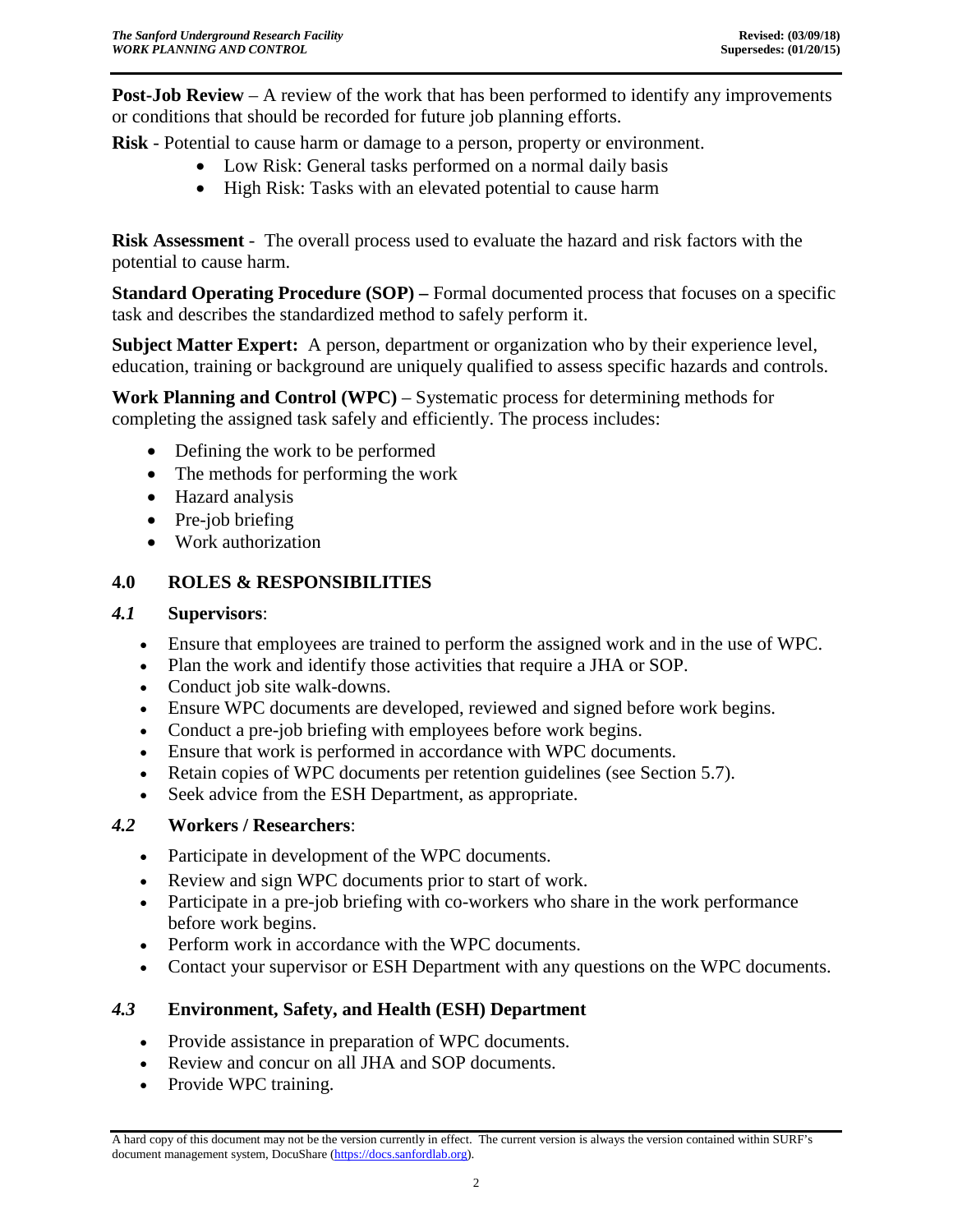**Post-Job Review** – A review of the work that has been performed to identify any improvements or conditions that should be recorded for future job planning efforts.

**Risk** - Potential to cause harm or damage to a person, property or environment.

- Low Risk: General tasks performed on a normal daily basis
- High Risk: Tasks with an elevated potential to cause harm

**Risk Assessment** - The overall process used to evaluate the hazard and risk factors with the potential to cause harm.

**Standard Operating Procedure (SOP) –** Formal documented process that focuses on a specific task and describes the standardized method to safely perform it.

**Subject Matter Expert:** A person, department or organization who by their experience level, education, training or background are uniquely qualified to assess specific hazards and controls.

**Work Planning and Control (WPC)** – Systematic process for determining methods for completing the assigned task safely and efficiently. The process includes:

- Defining the work to be performed
- The methods for performing the work
- Hazard analysis
- Pre-job briefing
- Work authorization

## 4.0 ROLES & RESPONSIBILITIES

### *4.1* Supervisors:

- Ensure that employees are trained to perform the assigned work and in the use of WPC.
- Plan the work and identify those activities that require a JHA or SOP.
- Conduct job site walk-downs.
- Ensure WPC documents are developed, reviewed and signed before work begins.
- Conduct a pre-job briefing with employees before work begins.
- Ensure that work is performed in accordance with WPC documents.
- Retain copies of WPC documents per retention guidelines (see Section 5.7).
- Seek advice from the ESH Department, as appropriate.

### *4.2* Workers / Researchers:

- Participate in development of the WPC documents.
- Review and sign WPC documents prior to start of work.
- Participate in a pre-job briefing with co-workers who share in the work performance before work begins.
- Perform work in accordance with the WPC documents.
- Contact your supervisor or ESH Department with any questions on the WPC documents.

### *4.3* Environment, Safety, and Health (ESH) Department

- Provide assistance in preparation of WPC documents.
- Review and concur on all JHA and SOP documents.
- Provide WPC training.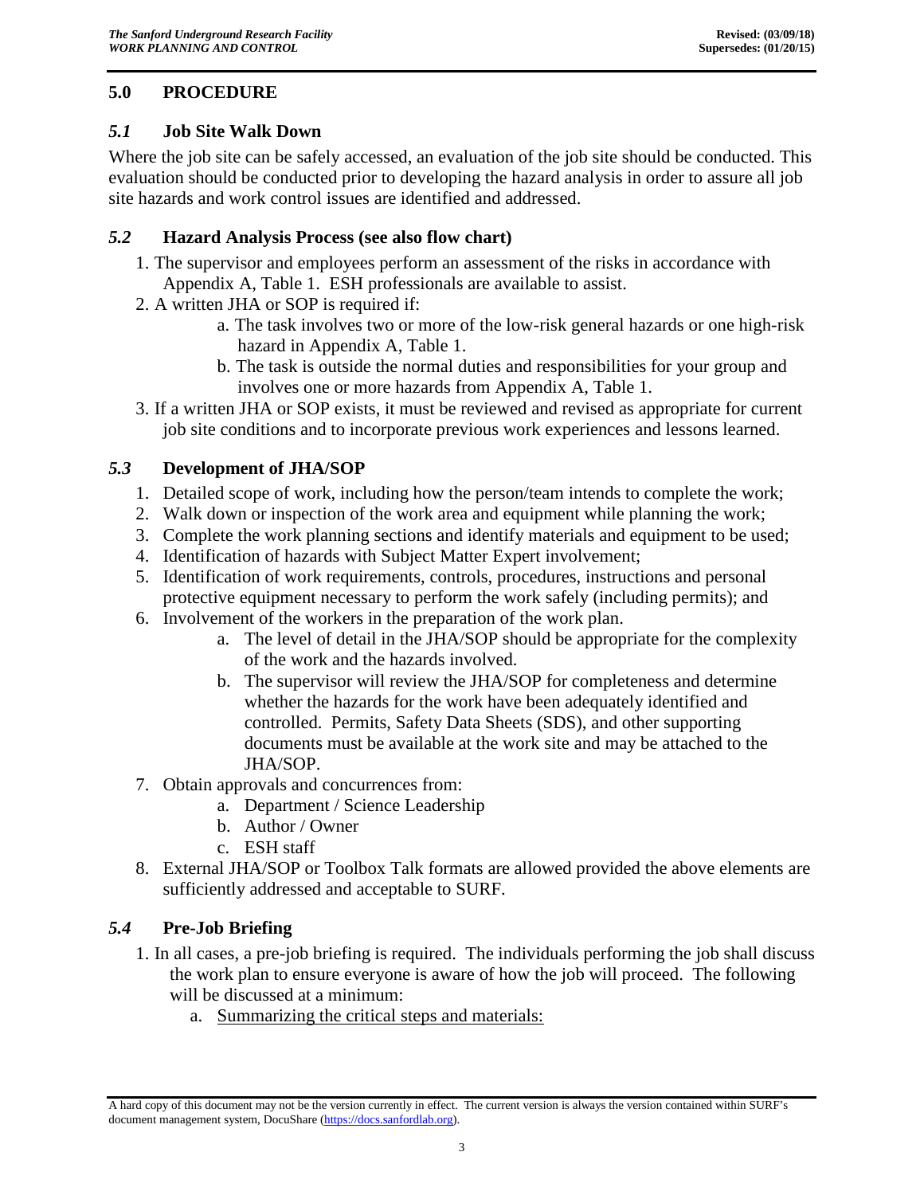## 5.0 PROCEDURE

### *5.1* Job Site Walk Down

Where the job site can be safely accessed, an evaluation of the job site should be conducted. This evaluation should be conducted prior to developing the hazard analysis in order to assure all job site hazards and work control issues are identified and addressed.

### *5.2* Hazard Analysis Process (see also flow chart)

1. The supervisor and employees perform an assessment of the risks in accordance with Appendix A, Table 1. ESH professionals are available to assist.
2. A written JHA or SOP is required if:
   a. The task involves two or more of the low-risk general hazards or one high-risk hazard in Appendix A, Table 1.
   b. The task is outside the normal duties and responsibilities for your group and involves one or more hazards from Appendix A, Table 1.
3. If a written JHA or SOP exists, it must be reviewed and revised as appropriate for current job site conditions and to incorporate previous work experiences and lessons learned.

### *5.3* Development of JHA/SOP

1. Detailed scope of work, including how the person/team intends to complete the work;
2. Walk down or inspection of the work area and equipment while planning the work;
3. Complete the work planning sections and identify materials and equipment to be used;
4. Identification of hazards with Subject Matter Expert involvement;
5. Identification of work requirements, controls, procedures, instructions and personal protective equipment necessary to perform the work safely (including permits); and
6. Involvement of the workers in the preparation of the work plan.
   a. The level of detail in the JHA/SOP should be appropriate for the complexity of the work and the hazards involved.
   b. The supervisor will review the JHA/SOP for completeness and determine whether the hazards for the work have been adequately identified and controlled. Permits, Safety Data Sheets (SDS), and other supporting documents must be available at the work site and may be attached to the JHA/SOP.
7. Obtain approvals and concurrences from:
   a. Department / Science Leadership
   b. Author / Owner
   c. ESH staff
8. External JHA/SOP or Toolbox Talk formats are allowed provided the above elements are sufficiently addressed and acceptable to SURF.

### *5.4* Pre-Job Briefing

1. In all cases, a pre-job briefing is required. The individuals performing the job shall discuss the work plan to ensure everyone is aware of how the job will proceed. The following will be discussed at a minimum:
   a. <u>Summarizing the critical steps and materials:</u>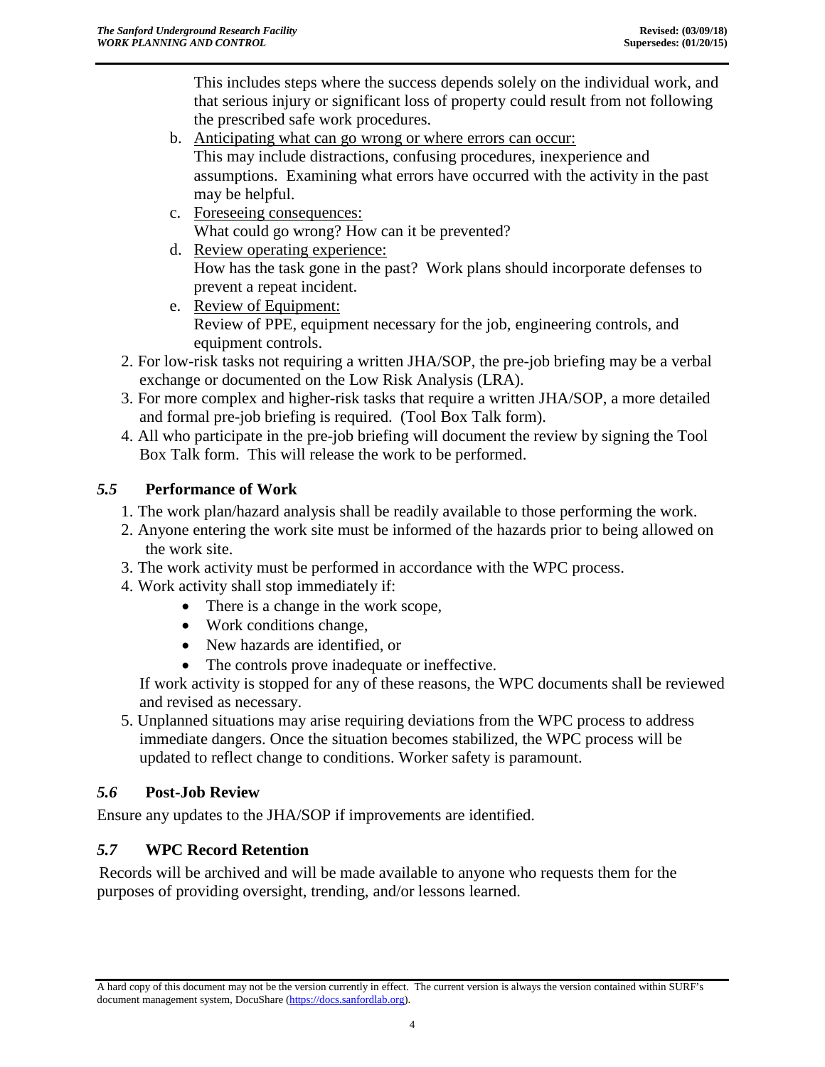This includes steps where the success depends solely on the individual work, and that serious injury or significant loss of property could result from not following the prescribed safe work procedures.

b. Anticipating what can go wrong or where errors can occur:
   This may include distractions, confusing procedures, inexperience and assumptions. Examining what errors have occurred with the activity in the past may be helpful.
c. Foreseeing consequences:
   What could go wrong? How can it be prevented?
d. Review operating experience:
   How has the task gone in the past? Work plans should incorporate defenses to prevent a repeat incident.
e. Review of Equipment:
   Review of PPE, equipment necessary for the job, engineering controls, and equipment controls.

2. For low-risk tasks not requiring a written JHA/SOP, the pre-job briefing may be a verbal exchange or documented on the Low Risk Analysis (LRA).
3. For more complex and higher-risk tasks that require a written JHA/SOP, a more detailed and formal pre-job briefing is required. (Tool Box Talk form).
4. All who participate in the pre-job briefing will document the review by signing the Tool Box Talk form. This will release the work to be performed.

## *5.5* Performance of Work

1. The work plan/hazard analysis shall be readily available to those performing the work.
2. Anyone entering the work site must be informed of the hazards prior to being allowed on the work site.
3. The work activity must be performed in accordance with the WPC process.
4. Work activity shall stop immediately if:
   - There is a change in the work scope,
   - Work conditions change,
   - New hazards are identified, or
   - The controls prove inadequate or ineffective.

   If work activity is stopped for any of these reasons, the WPC documents shall be reviewed and revised as necessary.
5. Unplanned situations may arise requiring deviations from the WPC process to address immediate dangers. Once the situation becomes stabilized, the WPC process will be updated to reflect change to conditions. Worker safety is paramount.

## *5.6* Post-Job Review

Ensure any updates to the JHA/SOP if improvements are identified.

## *5.7* WPC Record Retention

Records will be archived and will be made available to anyone who requests them for the purposes of providing oversight, trending, and/or lessons learned.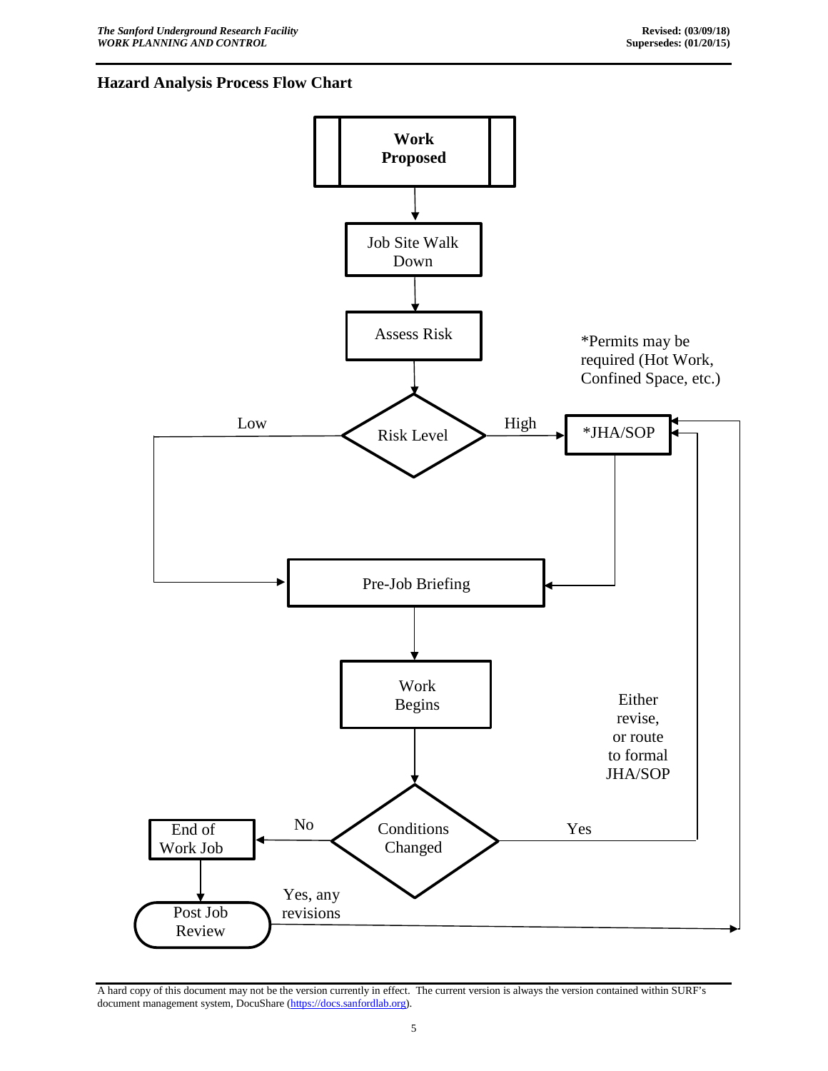## Hazard Analysis Process Flow Chart

**Work Proposed**

Job Site Walk Down

Assess Risk

Risk Level

Low

High

*JHA/SOP

*Permits may be required (Hot Work, Confined Space, etc.)

Pre-Job Briefing

Work Begins

Either revise, or route to formal JHA/SOP

Conditions Changed

No

Yes

End of Work Job

Post Job Review

Yes, any revisions

A hard copy of this document may not be the version currently in effect. The current version is always the version contained within SURF's document management system, DocuShare (https://docs.sanfordlab.org).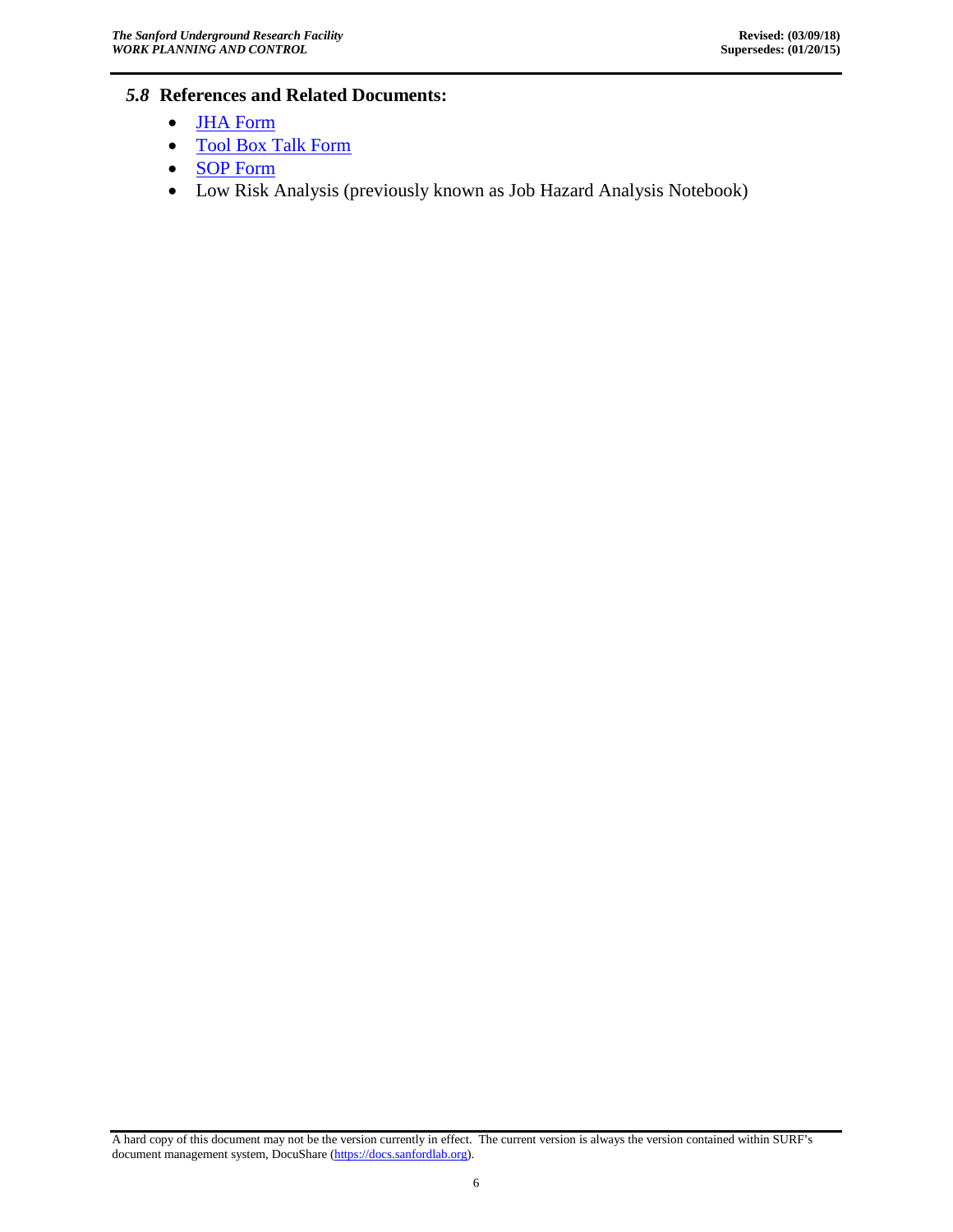### *5.8* References and Related Documents:

- JHA Form
- Tool Box Talk Form
- SOP Form
- Low Risk Analysis (previously known as Job Hazard Analysis Notebook)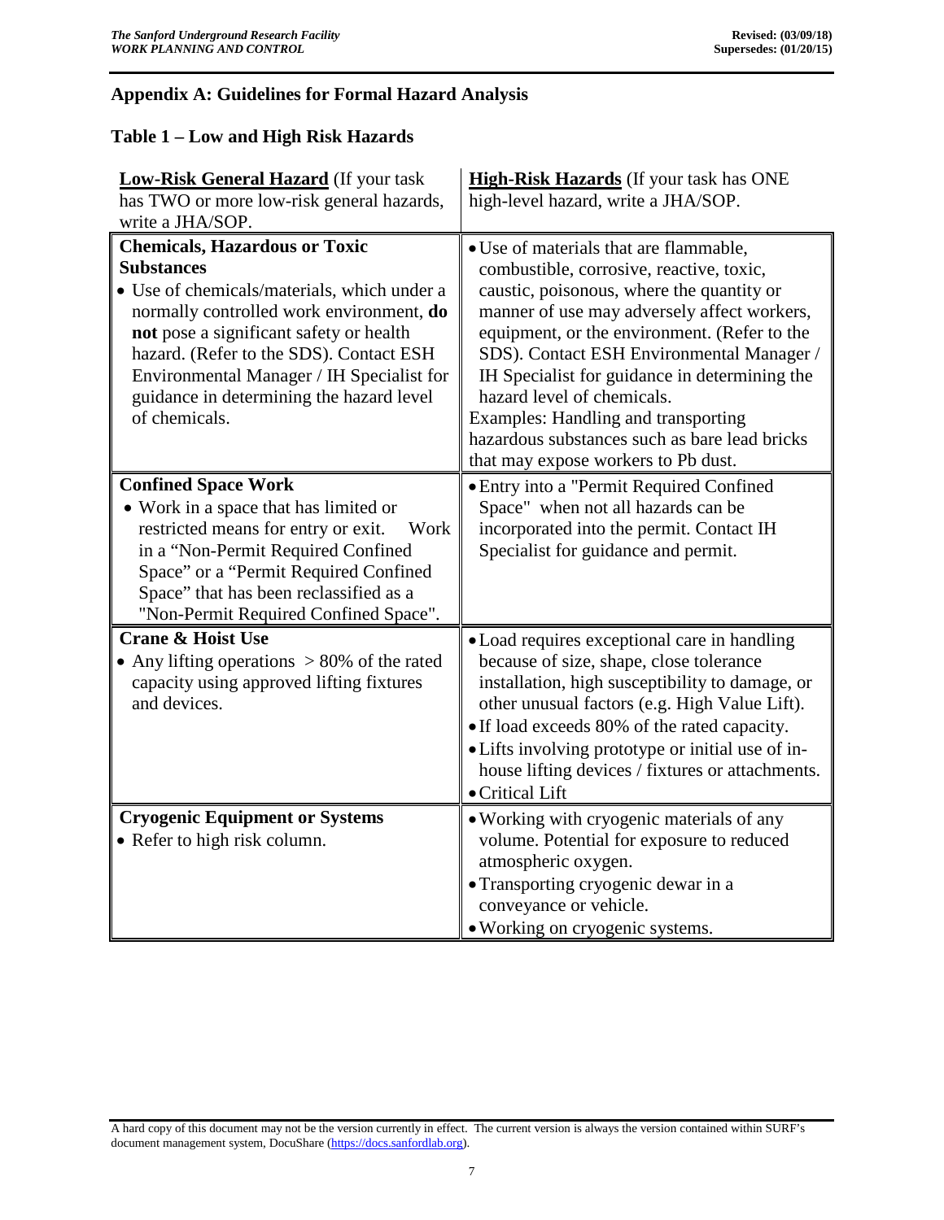## Appendix A: Guidelines for Formal Hazard Analysis

### Table 1 – Low and High Risk Hazards

| **Low-Risk General Hazard** (If your task has TWO or more low-risk general hazards, write a JHA/SOP. | **High-Risk Hazards** (If your task has ONE high-level hazard, write a JHA/SOP. |
|---|---|
| **Chemicals, Hazardous or Toxic Substances**<br>• Use of chemicals/materials, which under a normally controlled work environment, **do not** pose a significant safety or health hazard. (Refer to the SDS). Contact ESH Environmental Manager / IH Specialist for guidance in determining the hazard level of chemicals. | • Use of materials that are flammable, combustible, corrosive, reactive, toxic, caustic, poisonous, where the quantity or manner of use may adversely affect workers, equipment, or the environment. (Refer to the SDS). Contact ESH Environmental Manager / IH Specialist for guidance in determining the hazard level of chemicals.<br>Examples: Handling and transporting hazardous substances such as bare lead bricks that may expose workers to Pb dust. |
| **Confined Space Work**<br>• Work in a space that has limited or restricted means for entry or exit. Work in a "Non-Permit Required Confined Space" or a "Permit Required Confined Space" that has been reclassified as a "Non-Permit Required Confined Space". | • Entry into a "Permit Required Confined Space" when not all hazards can be incorporated into the permit. Contact IH Specialist for guidance and permit. |
| **Crane & Hoist Use**<br>• Any lifting operations > 80% of the rated capacity using approved lifting fixtures and devices. | • Load requires exceptional care in handling because of size, shape, close tolerance installation, high susceptibility to damage, or other unusual factors (e.g. High Value Lift).<br>• If load exceeds 80% of the rated capacity.<br>• Lifts involving prototype or initial use of in-house lifting devices / fixtures or attachments.<br>• Critical Lift |
| **Cryogenic Equipment or Systems**<br>• Refer to high risk column. | • Working with cryogenic materials of any volume. Potential for exposure to reduced atmospheric oxygen.<br>• Transporting cryogenic dewar in a conveyance or vehicle.<br>• Working on cryogenic systems. |

A hard copy of this document may not be the version currently in effect. The current version is always the version contained within SURF's document management system, DocuShare (https://docs.sanfordlab.org).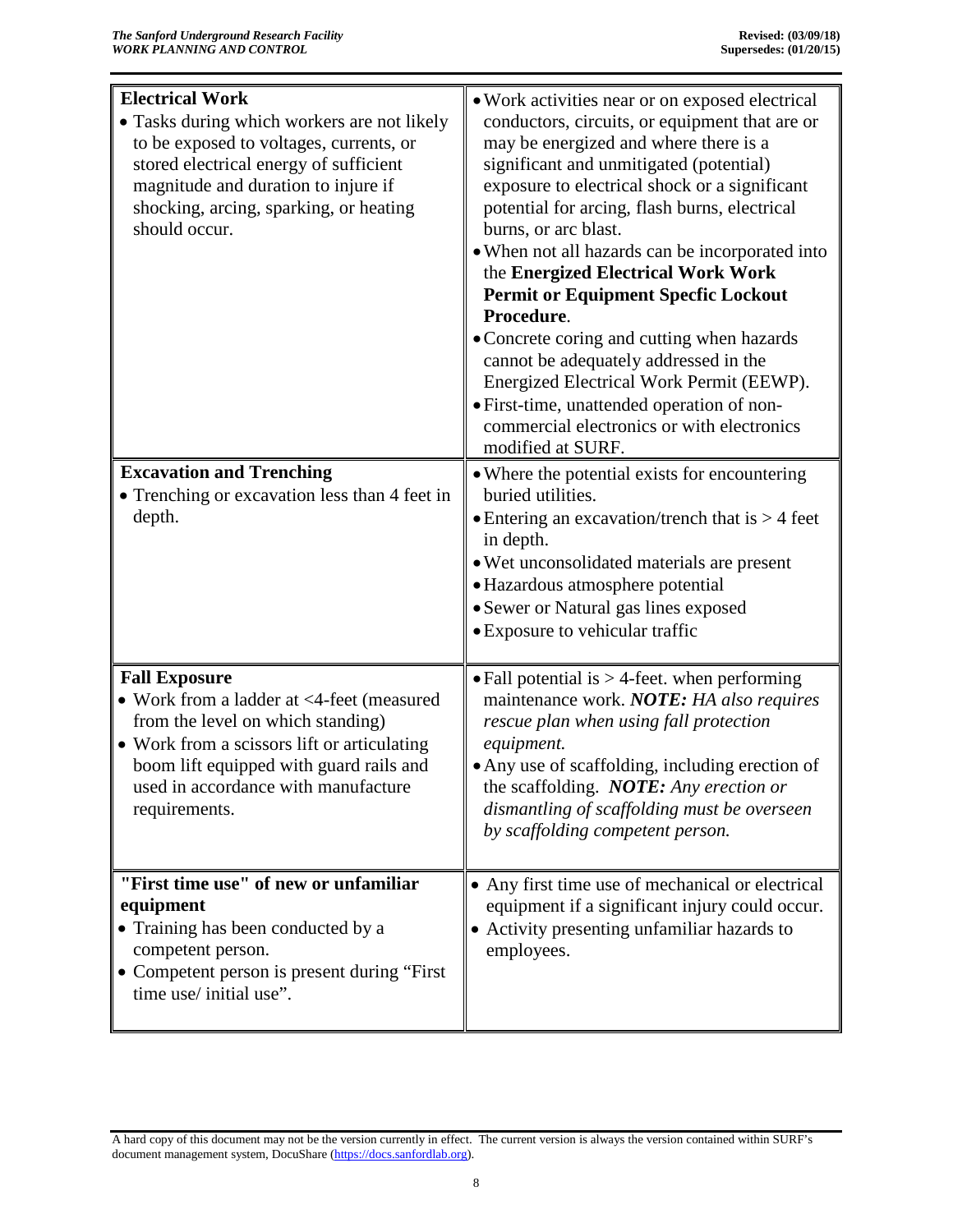| | |
|---|---|
| **Electrical Work**<br>• Tasks during which workers are not likely to be exposed to voltages, currents, or stored electrical energy of sufficient magnitude and duration to injure if shocking, arcing, sparking, or heating should occur. | • Work activities near or on exposed electrical conductors, circuits, or equipment that are or may be energized and where there is a significant and unmitigated (potential) exposure to electrical shock or a significant potential for arcing, flash burns, electrical burns, or arc blast.<br>• When not all hazards can be incorporated into the **Energized Electrical Work Work Permit or Equipment Specfic Lockout Procedure**.<br>• Concrete coring and cutting when hazards cannot be adequately addressed in the Energized Electrical Work Permit (EEWP).<br>• First-time, unattended operation of non-commercial electronics or with electronics modified at SURF. |
| **Excavation and Trenching**<br>• Trenching or excavation less than 4 feet in depth. | • Where the potential exists for encountering buried utilities.<br>• Entering an excavation/trench that is > 4 feet in depth.<br>• Wet unconsolidated materials are present<br>• Hazardous atmosphere potential<br>• Sewer or Natural gas lines exposed<br>• Exposure to vehicular traffic |
| **Fall Exposure**<br>• Work from a ladder at <4-feet (measured from the level on which standing)<br>• Work from a scissors lift or articulating boom lift equipped with guard rails and used in accordance with manufacture requirements. | • Fall potential is > 4-feet. when performing maintenance work. ***NOTE:*** *HA also requires rescue plan when using fall protection equipment.*<br>• Any use of scaffolding, including erection of the scaffolding. ***NOTE:*** *Any erection or dismantling of scaffolding must be overseen by scaffolding competent person.* |
| **"First time use" of new or unfamiliar equipment**<br>• Training has been conducted by a competent person.<br>• Competent person is present during "First time use/ initial use". | • Any first time use of mechanical or electrical equipment if a significant injury could occur.<br>• Activity presenting unfamiliar hazards to employees. |

A hard copy of this document may not be the version currently in effect. The current version is always the version contained within SURF's document management system, DocuShare (https://docs.sanfordlab.org).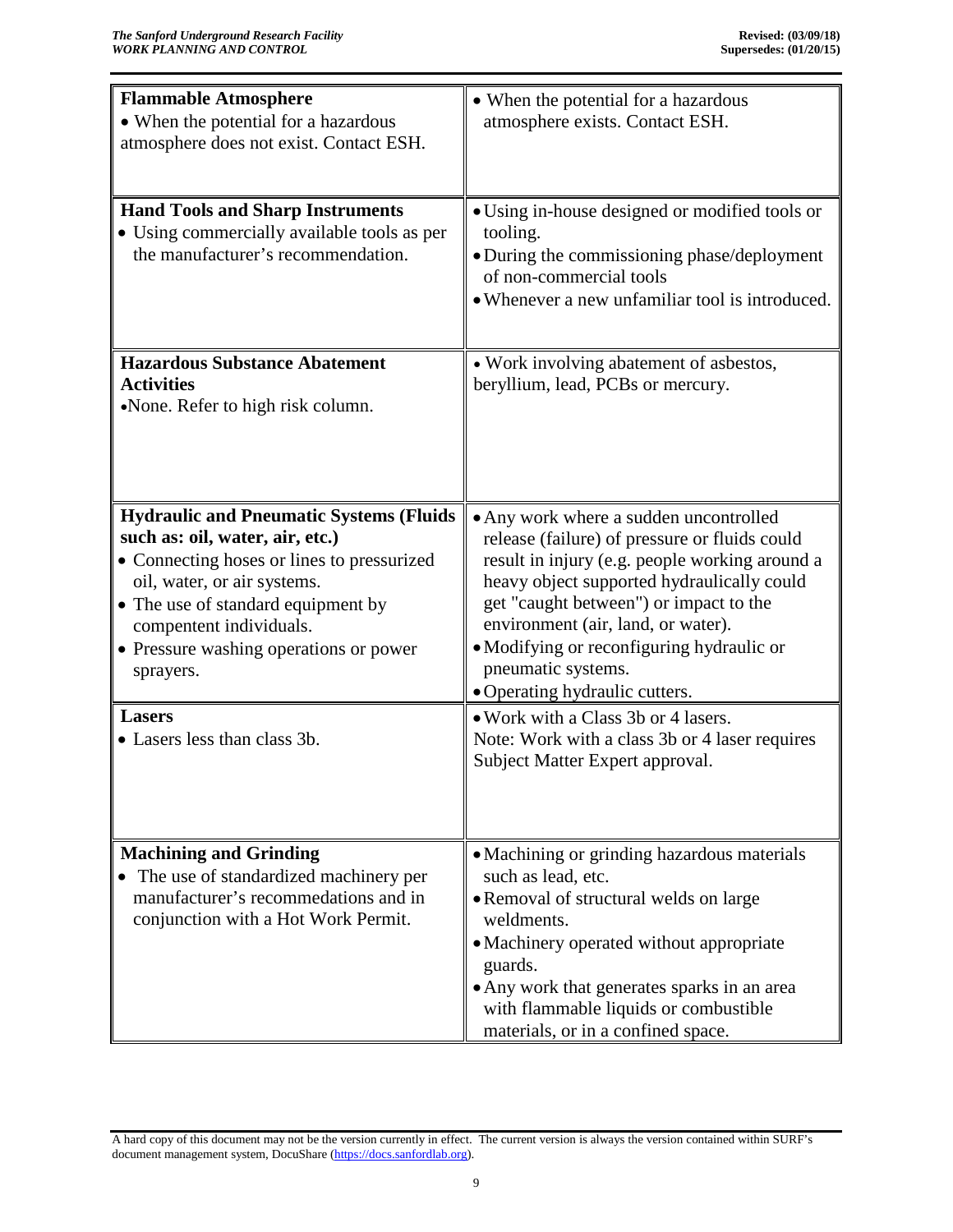| | |
|---|---|
| **Flammable Atmosphere**<br>• When the potential for a hazardous atmosphere does not exist. Contact ESH. | • When the potential for a hazardous atmosphere exists. Contact ESH. |
| **Hand Tools and Sharp Instruments**<br>• Using commercially available tools as per the manufacturer's recommendation. | • Using in-house designed or modified tools or tooling.<br>• During the commissioning phase/deployment of non-commercial tools<br>• Whenever a new unfamiliar tool is introduced. |
| **Hazardous Substance Abatement Activities**<br>•None. Refer to high risk column. | • Work involving abatement of asbestos, beryllium, lead, PCBs or mercury. |
| **Hydraulic and Pneumatic Systems (Fluids such as: oil, water, air, etc.)**<br>• Connecting hoses or lines to pressurized oil, water, or air systems.<br>• The use of standard equipment by compentent individuals.<br>• Pressure washing operations or power sprayers. | • Any work where a sudden uncontrolled release (failure) of pressure or fluids could result in injury (e.g. people working around a heavy object supported hydraulically could get "caught between") or impact to the environment (air, land, or water).<br>• Modifying or reconfiguring hydraulic or pneumatic systems.<br>• Operating hydraulic cutters. |
| **Lasers**<br>• Lasers less than class 3b. | • Work with a Class 3b or 4 lasers.<br>Note: Work with a class 3b or 4 laser requires Subject Matter Expert approval. |
| **Machining and Grinding**<br>• The use of standardized machinery per manufacturer's recommedations and in conjunction with a Hot Work Permit. | • Machining or grinding hazardous materials such as lead, etc.<br>• Removal of structural welds on large weldments.<br>• Machinery operated without appropriate guards.<br>• Any work that generates sparks in an area with flammable liquids or combustible materials, or in a confined space. |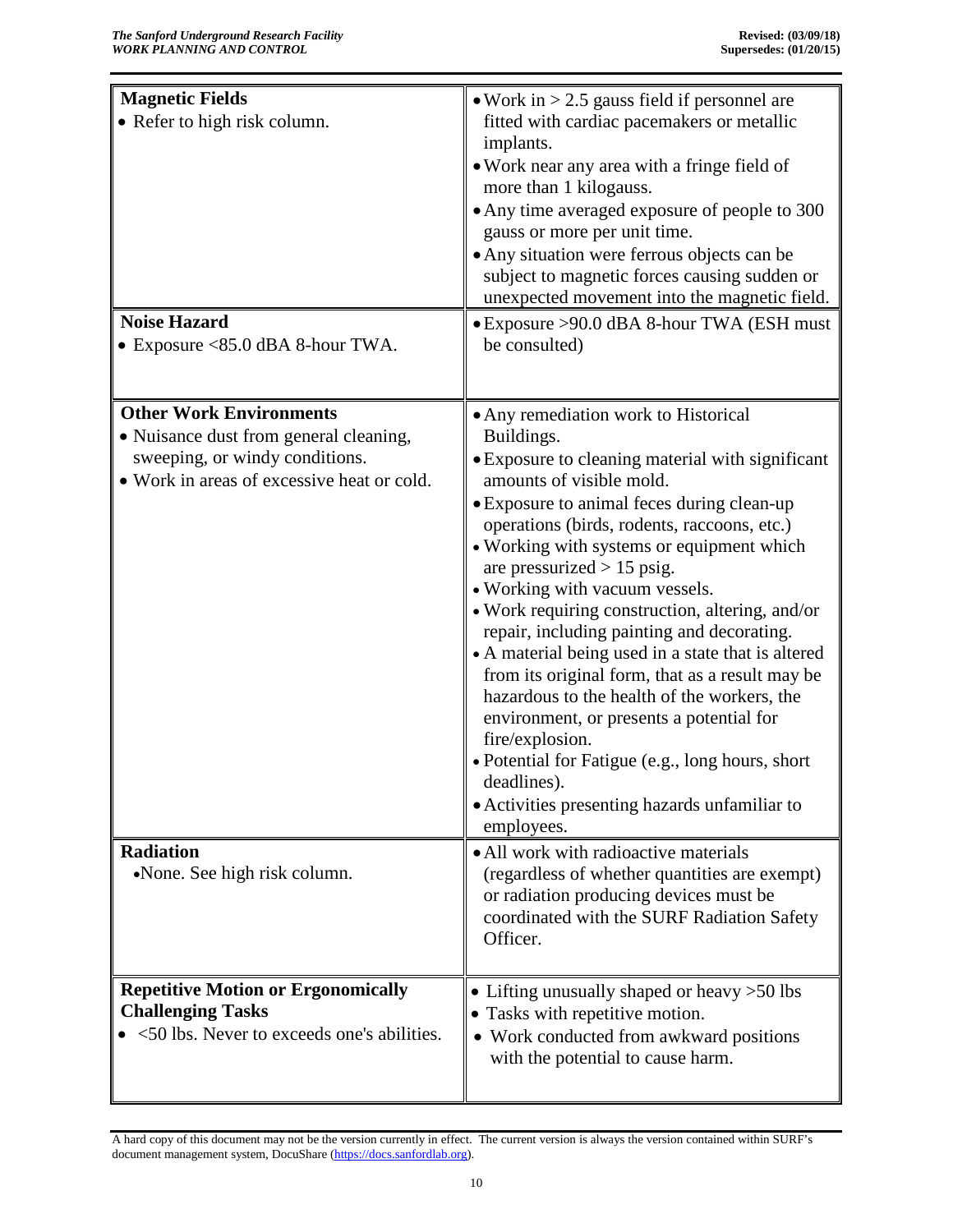| **Magnetic Fields**<br>• Refer to high risk column. | • Work in > 2.5 gauss field if personnel are fitted with cardiac pacemakers or metallic implants.<br>• Work near any area with a fringe field of more than 1 kilogauss.<br>• Any time averaged exposure of people to 300 gauss or more per unit time.<br>• Any situation were ferrous objects can be subject to magnetic forces causing sudden or unexpected movement into the magnetic field. |
|---|---|
| **Noise Hazard**<br>• Exposure <85.0 dBA 8-hour TWA. | • Exposure >90.0 dBA 8-hour TWA (ESH must be consulted) |
| **Other Work Environments**<br>• Nuisance dust from general cleaning, sweeping, or windy conditions.<br>• Work in areas of excessive heat or cold. | • Any remediation work to Historical Buildings.<br>• Exposure to cleaning material with significant amounts of visible mold.<br>• Exposure to animal feces during clean-up operations (birds, rodents, raccoons, etc.)<br>• Working with systems or equipment which are pressurized > 15 psig.<br>• Working with vacuum vessels.<br>• Work requiring construction, altering, and/or repair, including painting and decorating.<br>• A material being used in a state that is altered from its original form, that as a result may be hazardous to the health of the workers, the environment, or presents a potential for fire/explosion.<br>• Potential for Fatigue (e.g., long hours, short deadlines).<br>• Activities presenting hazards unfamiliar to employees. |
| **Radiation**<br>• None. See high risk column. | • All work with radioactive materials (regardless of whether quantities are exempt) or radiation producing devices must be coordinated with the SURF Radiation Safety Officer. |
| **Repetitive Motion or Ergonomically Challenging Tasks**<br>• <50 lbs. Never to exceeds one's abilities. | • Lifting unusually shaped or heavy >50 lbs<br>• Tasks with repetitive motion.<br>• Work conducted from awkward positions with the potential to cause harm. |

A hard copy of this document may not be the version currently in effect. The current version is always the version contained within SURF's document management system, DocuShare (https://docs.sanfordlab.org).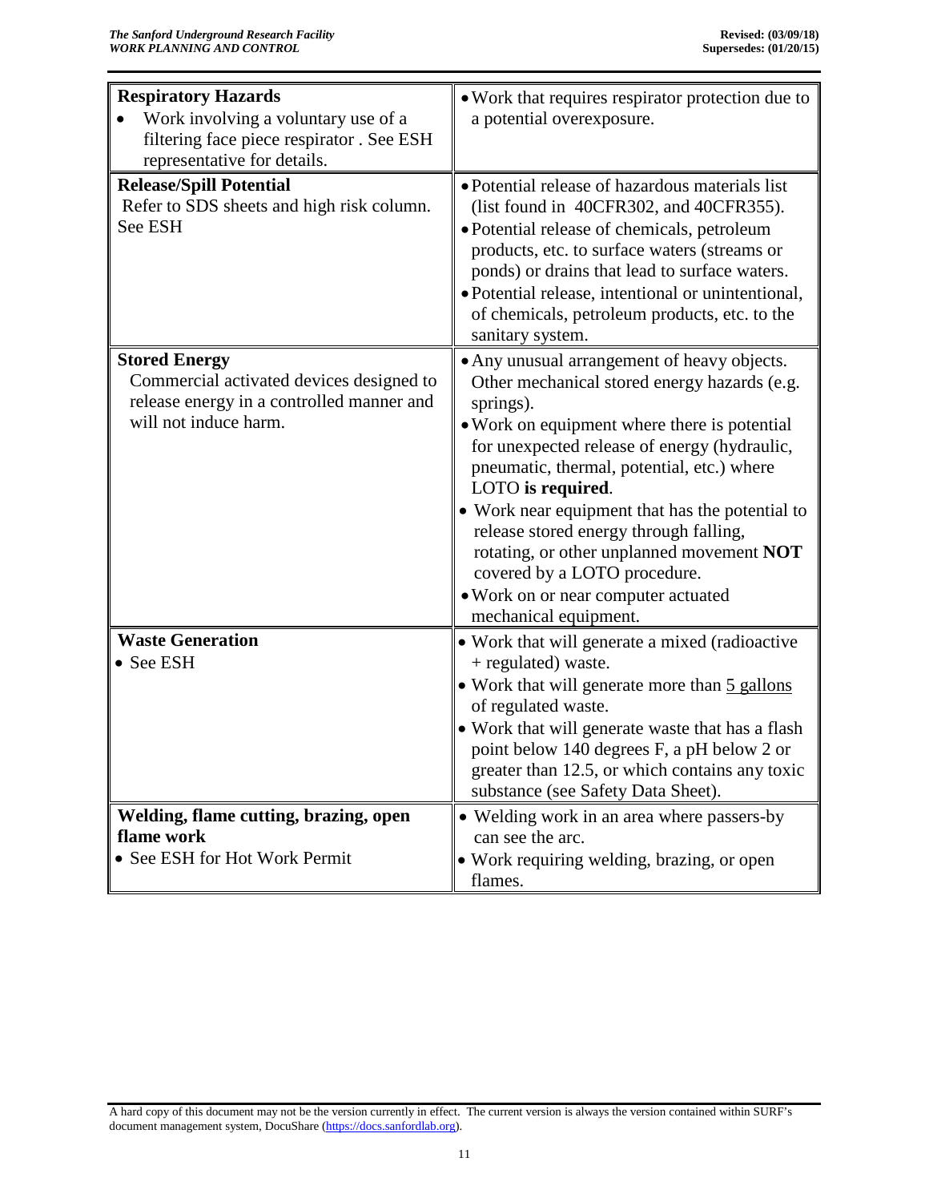| | |
|---|---|
| **Respiratory Hazards**<br>• Work involving a voluntary use of a filtering face piece respirator . See ESH representative for details. | • Work that requires respirator protection due to a potential overexposure. |
| **Release/Spill Potential**<br>Refer to SDS sheets and high risk column. See ESH | • Potential release of hazardous materials list (list found in 40CFR302, and 40CFR355).<br>• Potential release of chemicals, petroleum products, etc. to surface waters (streams or ponds) or drains that lead to surface waters.<br>• Potential release, intentional or unintentional, of chemicals, petroleum products, etc. to the sanitary system. |
| **Stored Energy**<br>Commercial activated devices designed to release energy in a controlled manner and will not induce harm. | • Any unusual arrangement of heavy objects. Other mechanical stored energy hazards (e.g. springs).<br>• Work on equipment where there is potential for unexpected release of energy (hydraulic, pneumatic, thermal, potential, etc.) where LOTO **is required**.<br>• Work near equipment that has the potential to release stored energy through falling, rotating, or other unplanned movement **NOT** covered by a LOTO procedure.<br>• Work on or near computer actuated mechanical equipment. |
| **Waste Generation**<br>• See ESH | • Work that will generate a mixed (radioactive + regulated) waste.<br>• Work that will generate more than <u>5 gallons</u> of regulated waste.<br>• Work that will generate waste that has a flash point below 140 degrees F, a pH below 2 or greater than 12.5, or which contains any toxic substance (see Safety Data Sheet). |
| **Welding, flame cutting, brazing, open flame work**<br>• See ESH for Hot Work Permit | • Welding work in an area where passers-by can see the arc.<br>• Work requiring welding, brazing, or open flames. |

A hard copy of this document may not be the version currently in effect. The current version is always the version contained within SURF's document management system, DocuShare (https://docs.sanfordlab.org).